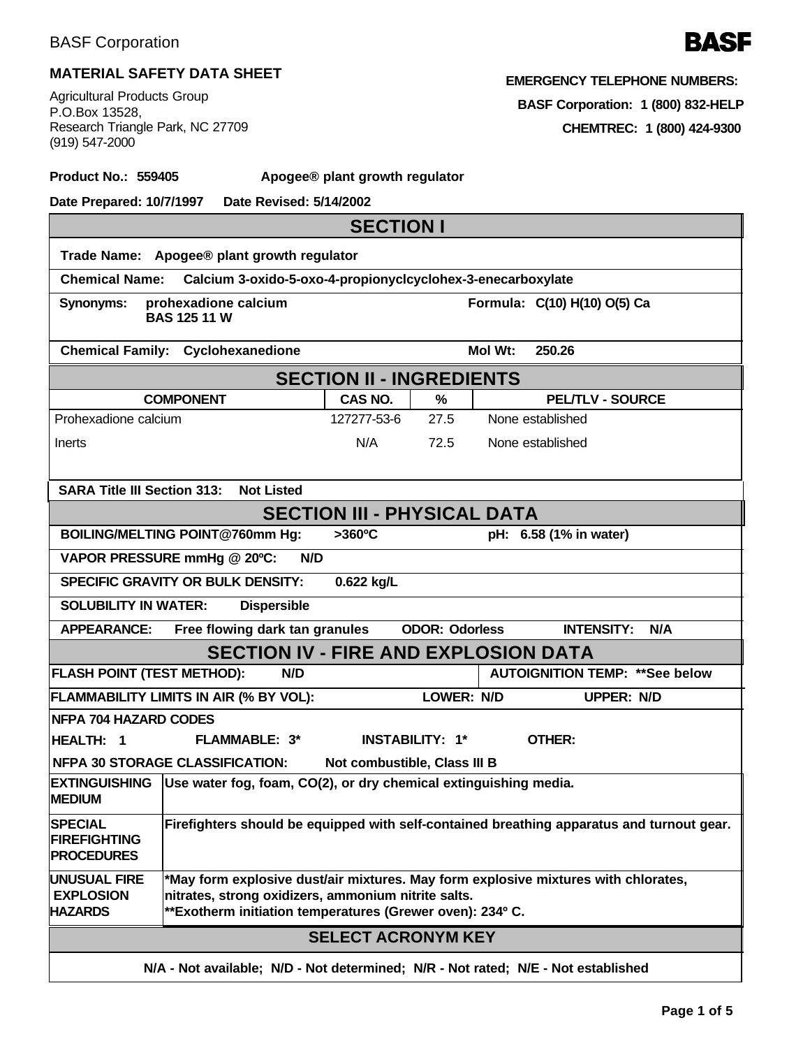BASF Corporation

**BASF**

## MATERIAL SAFETY DATA SHEET

Agricultural Products Group
P.O.Box 13528,
Research Triangle Park, NC 27709
(919) 547-2000

**EMERGENCY TELEPHONE NUMBERS:**

**BASF Corporation: 1 (800) 832-HELP**

**CHEMTREC: 1 (800) 424-9300**

**Product No.: 559405** **Apogee® plant growth regulator**

**Date Prepared: 10/7/1997** **Date Revised: 5/14/2002**

## SECTION I

**Trade Name: Apogee® plant growth regulator**

**Chemical Name: Calcium 3-oxido-5-oxo-4-propionyclcyclohex-3-enecarboxylate**

**Synonyms:** **prohexadione calcium**
**BAS 125 11 W**

**Formula: C(10) H(10) O(5) Ca**

**Chemical Family: Cyclohexanedione** **Mol Wt: 250.26**

## SECTION II - INGREDIENTS

| COMPONENT | CAS NO. | % | PEL/TLV - SOURCE |
|---|---|---|---|
| Prohexadione calcium | 127277-53-6 | 27.5 | None established |
| Inerts | N/A | 72.5 | None established |

**SARA Title III Section 313: Not Listed**

## SECTION III - PHYSICAL DATA

**BOILING/MELTING POINT@760mm Hg: >360ºC** **pH: 6.58 (1% in water)**

**VAPOR PRESSURE mmHg @ 20ºC: N/D**

**SPECIFIC GRAVITY OR BULK DENSITY: 0.622 kg/L**

**SOLUBILITY IN WATER: Dispersible**

**APPEARANCE: Free flowing dark tan granules** **ODOR: Odorless** **INTENSITY: N/A**

## SECTION IV - FIRE AND EXPLOSION DATA

**FLASH POINT (TEST METHOD): N/D** **AUTOIGNITION TEMP: **See below**

**FLAMMABILITY LIMITS IN AIR (% BY VOL): LOWER: N/D UPPER: N/D**

**NFPA 704 HAZARD CODES**

**HEALTH: 1** **FLAMMABLE: 3*** **INSTABILITY: 1*** **OTHER:**

**NFPA 30 STORAGE CLASSIFICATION: Not combustible, Class III B**

| | |
|---|---|
| **EXTINGUISHING MEDIUM** | **Use water fog, foam, CO(2), or dry chemical extinguishing media.** |
| **SPECIAL FIREFIGHTING PROCEDURES** | **Firefighters should be equipped with self-contained breathing apparatus and turnout gear.** |
| **UNUSUAL FIRE EXPLOSION HAZARDS** | ***May form explosive dust/air mixtures. May form explosive mixtures with chlorates, nitrates, strong oxidizers, ammonium nitrite salts.**<br>****Exotherm initiation temperatures (Grewer oven): 234º C.** |

## SELECT ACRONYM KEY

**N/A - Not available; N/D - Not determined; N/R - Not rated; N/E - Not established**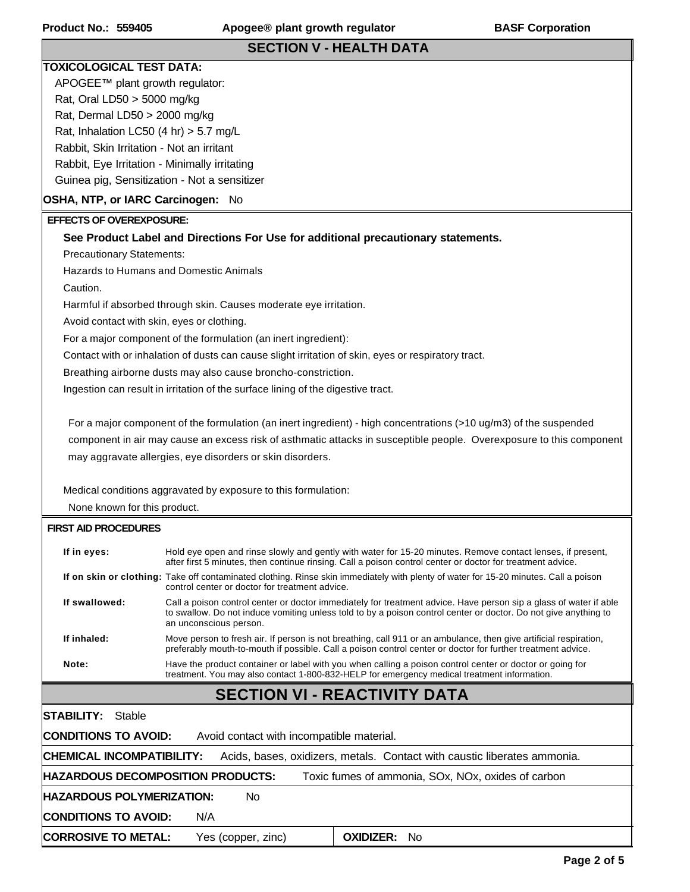## SECTION V - HEALTH DATA

**TOXICOLOGICAL TEST DATA:**

APOGEE™ plant growth regulator:
Rat, Oral LD50 > 5000 mg/kg
Rat, Dermal LD50 > 2000 mg/kg
Rat, Inhalation LC50 (4 hr) > 5.7 mg/L
Rabbit, Skin Irritation - Not an irritant
Rabbit, Eye Irritation - Minimally irritating
Guinea pig, Sensitization - Not a sensitizer

**OSHA, NTP, or IARC Carcinogen:** No

**EFFECTS OF OVEREXPOSURE:**

**See Product Label and Directions For Use for additional precautionary statements.**

Precautionary Statements:
Hazards to Humans and Domestic Animals
Caution.
Harmful if absorbed through skin. Causes moderate eye irritation.
Avoid contact with skin, eyes or clothing.
For a major component of the formulation (an inert ingredient):
Contact with or inhalation of dusts can cause slight irritation of skin, eyes or respiratory tract.
Breathing airborne dusts may also cause broncho-constriction.
Ingestion can result in irritation of the surface lining of the digestive tract.

For a major component of the formulation (an inert ingredient) - high concentrations (>10 ug/m3) of the suspended component in air may cause an excess risk of asthmatic attacks in susceptible people. Overexposure to this component may aggravate allergies, eye disorders or skin disorders.

Medical conditions aggravated by exposure to this formulation:
None known for this product.

**FIRST AID PROCEDURES**

| | |
|---|---|
| **If in eyes:** | Hold eye open and rinse slowly and gently with water for 15-20 minutes. Remove contact lenses, if present, after first 5 minutes, then continue rinsing. Call a poison control center or doctor for treatment advice. |
| **If on skin or clothing:** | Take off contaminated clothing. Rinse skin immediately with plenty of water for 15-20 minutes. Call a poison control center or doctor for treatment advice. |
| **If swallowed:** | Call a poison control center or doctor immediately for treatment advice. Have person sip a glass of water if able to swallow. Do not induce vomiting unless told to by a poison control center or doctor. Do not give anything to an unconscious person. |
| **If inhaled:** | Move person to fresh air. If person is not breathing, call 911 or an ambulance, then give artificial respiration, preferably mouth-to-mouth if possible. Call a poison control center or doctor for further treatment advice. |
| **Note:** | Have the product container or label with you when calling a poison control center or doctor or going for treatment. You may also contact 1-800-832-HELP for emergency medical treatment information. |

## SECTION VI - REACTIVITY DATA

**STABILITY:** Stable

**CONDITIONS TO AVOID:** Avoid contact with incompatible material.

**CHEMICAL INCOMPATIBILITY:** Acids, bases, oxidizers, metals. Contact with caustic liberates ammonia.

**HAZARDOUS DECOMPOSITION PRODUCTS:** Toxic fumes of ammonia, SOx, NOx, oxides of carbon

**HAZARDOUS POLYMERIZATION:** No

**CONDITIONS TO AVOID:** N/A

**CORROSIVE TO METAL:** Yes (copper, zinc) **OXIDIZER:** No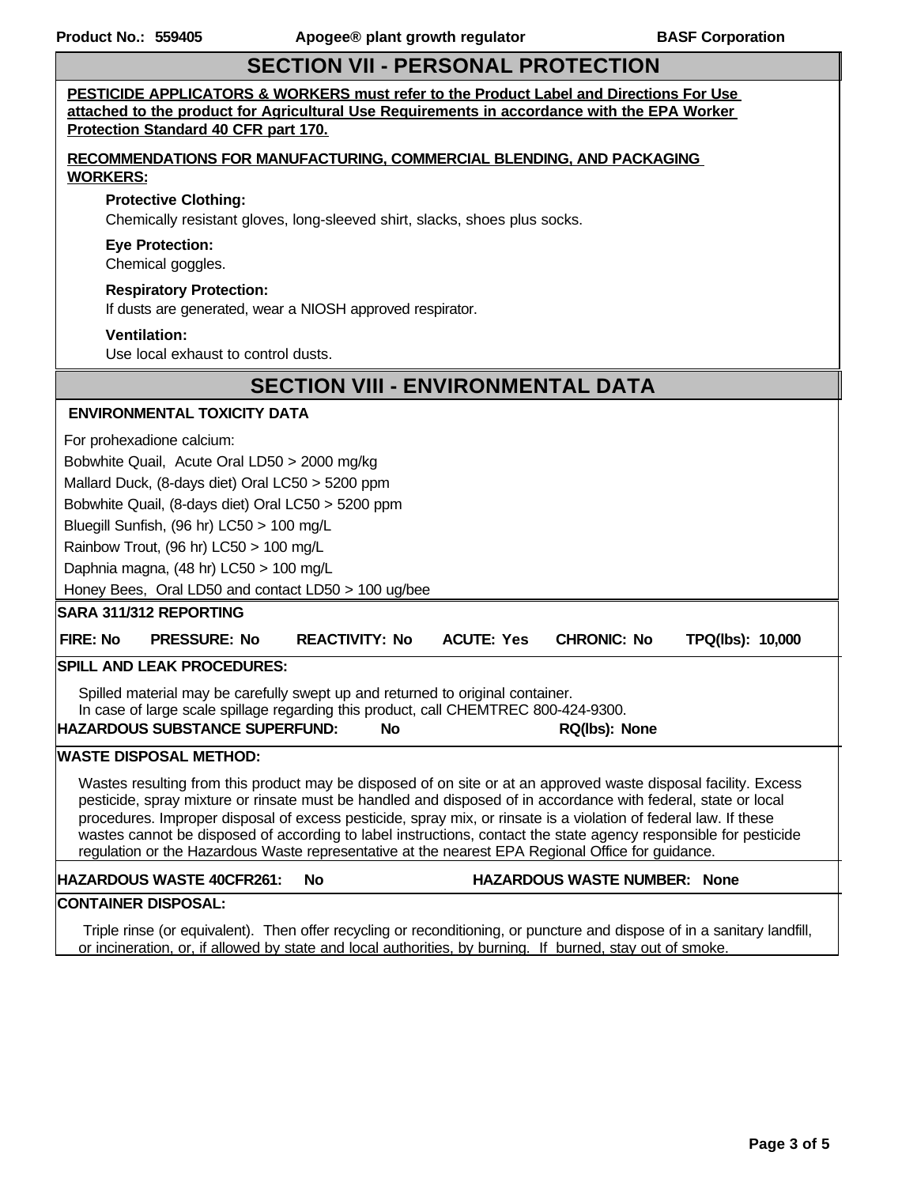## SECTION VII - PERSONAL PROTECTION

**PESTICIDE APPLICATORS & WORKERS must refer to the Product Label and Directions For Use attached to the product for Agricultural Use Requirements in accordance with the EPA Worker Protection Standard 40 CFR part 170.**

**RECOMMENDATIONS FOR MANUFACTURING, COMMERCIAL BLENDING, AND PACKAGING WORKERS:**

**Protective Clothing:**
Chemically resistant gloves, long-sleeved shirt, slacks, shoes plus socks.

**Eye Protection:**
Chemical goggles.

**Respiratory Protection:**
If dusts are generated, wear a NIOSH approved respirator.

**Ventilation:**
Use local exhaust to control dusts.

## SECTION VIII - ENVIRONMENTAL DATA

**ENVIRONMENTAL TOXICITY DATA**

For prohexadione calcium:
Bobwhite Quail, Acute Oral LD50 > 2000 mg/kg
Mallard Duck, (8-days diet) Oral LC50 > 5200 ppm
Bobwhite Quail, (8-days diet) Oral LC50 > 5200 ppm
Bluegill Sunfish, (96 hr) LC50 > 100 mg/L
Rainbow Trout, (96 hr) LC50 > 100 mg/L
Daphnia magna, (48 hr) LC50 > 100 mg/L
Honey Bees, Oral LD50 and contact LD50 > 100 ug/bee

**SARA 311/312 REPORTING**

**FIRE:** No **PRESSURE:** No **REACTIVITY:** No **ACUTE:** Yes **CHRONIC:** No **TPQ(lbs):** 10,000

**SPILL AND LEAK PROCEDURES:**

Spilled material may be carefully swept up and returned to original container.
In case of large scale spillage regarding this product, call CHEMTREC 800-424-9300.

**HAZARDOUS SUBSTANCE SUPERFUND:** No **RQ(lbs):** None

**WASTE DISPOSAL METHOD:**

Wastes resulting from this product may be disposed of on site or at an approved waste disposal facility. Excess pesticide, spray mixture or rinsate must be handled and disposed of in accordance with federal, state or local procedures. Improper disposal of excess pesticide, spray mix, or rinsate is a violation of federal law. If these wastes cannot be disposed of according to label instructions, contact the state agency responsible for pesticide regulation or the Hazardous Waste representative at the nearest EPA Regional Office for guidance.

**HAZARDOUS WASTE 40CFR261:** No **HAZARDOUS WASTE NUMBER:** None

**CONTAINER DISPOSAL:**

Triple rinse (or equivalent). Then offer recycling or reconditioning, or puncture and dispose of in a sanitary landfill, or incineration, or, if allowed by state and local authorities, by burning. If burned, stay out of smoke.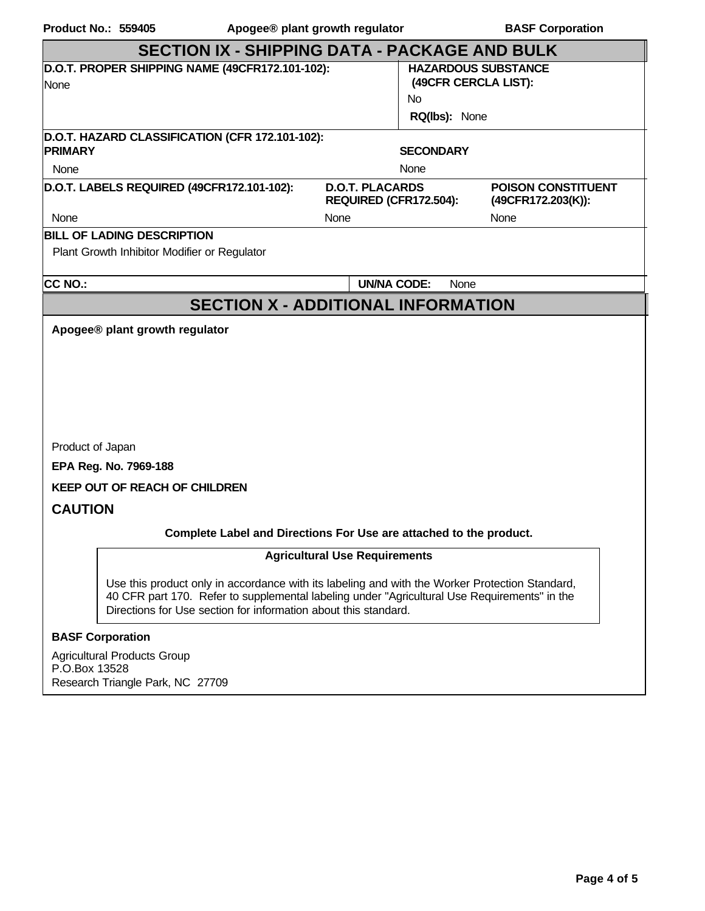## SECTION IX - SHIPPING DATA - PACKAGE AND BULK

**D.O.T. PROPER SHIPPING NAME (49CFR172.101-102):**
None

**HAZARDOUS SUBSTANCE (49CFR CERCLA LIST):**
No

**RQ(lbs):** None

**D.O.T. HAZARD CLASSIFICATION (CFR 172.101-102):**

| PRIMARY | SECONDARY |
|---|---|
| None | None |

| D.O.T. LABELS REQUIRED (49CFR172.101-102): | D.O.T. PLACARDS REQUIRED (CFR172.504): | POISON CONSTITUENT (49CFR172.203(K)): |
|---|---|---|
| None | None | None |

**BILL OF LADING DESCRIPTION**
Plant Growth Inhibitor Modifier or Regulator

**CC NO.:**

**UN/NA CODE:** None

## SECTION X - ADDITIONAL INFORMATION

**Apogee® plant growth regulator**

Product of Japan

**EPA Reg. No. 7969-188**

**KEEP OUT OF REACH OF CHILDREN**

**CAUTION**

**Complete Label and Directions For Use are attached to the product.**

**Agricultural Use Requirements**

Use this product only in accordance with its labeling and with the Worker Protection Standard, 40 CFR part 170. Refer to supplemental labeling under "Agricultural Use Requirements" in the Directions for Use section for information about this standard.

**BASF Corporation**

Agricultural Products Group
P.O.Box 13528
Research Triangle Park, NC 27709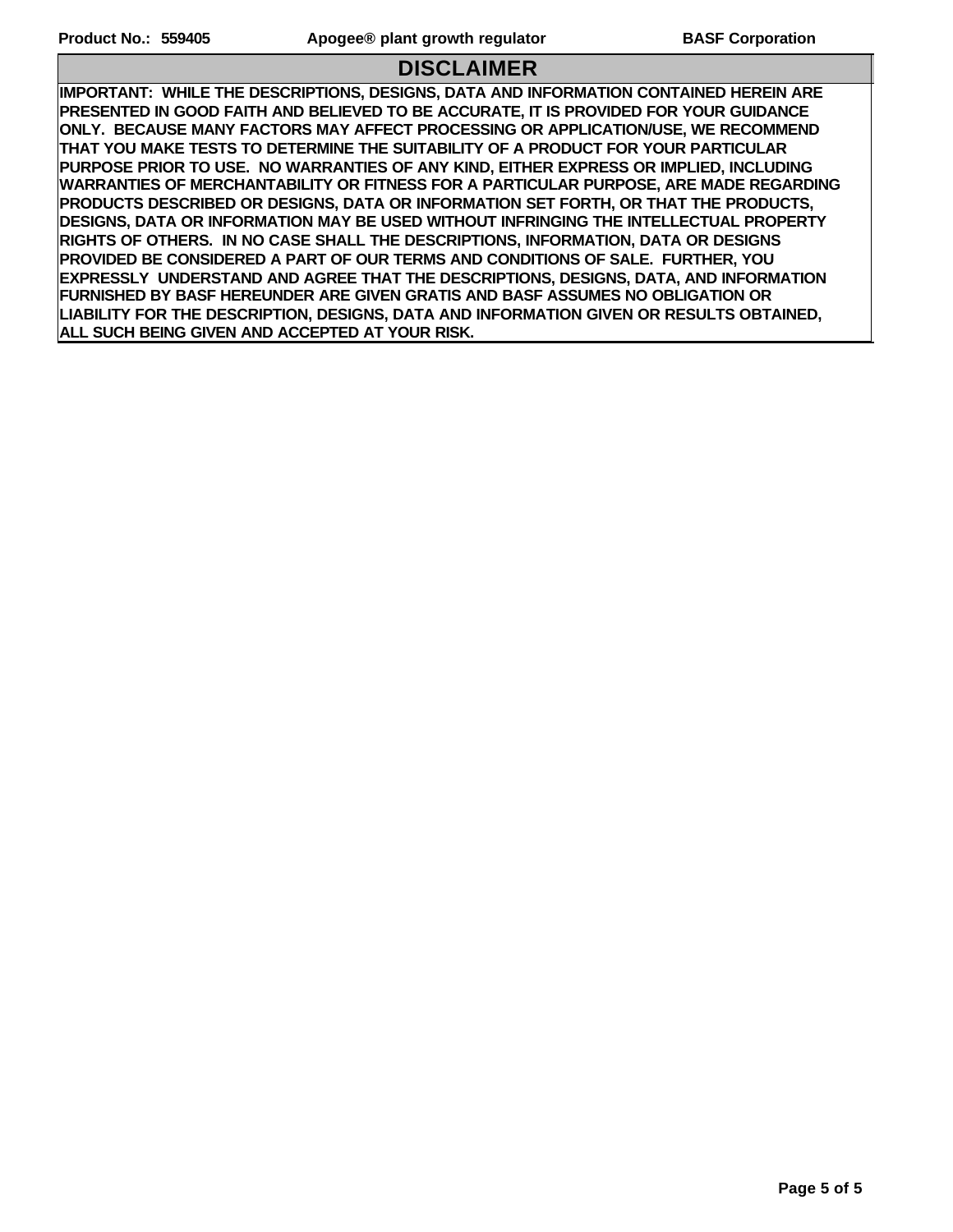## DISCLAIMER

**IMPORTANT: WHILE THE DESCRIPTIONS, DESIGNS, DATA AND INFORMATION CONTAINED HEREIN ARE PRESENTED IN GOOD FAITH AND BELIEVED TO BE ACCURATE, IT IS PROVIDED FOR YOUR GUIDANCE ONLY. BECAUSE MANY FACTORS MAY AFFECT PROCESSING OR APPLICATION/USE, WE RECOMMEND THAT YOU MAKE TESTS TO DETERMINE THE SUITABILITY OF A PRODUCT FOR YOUR PARTICULAR PURPOSE PRIOR TO USE. NO WARRANTIES OF ANY KIND, EITHER EXPRESS OR IMPLIED, INCLUDING WARRANTIES OF MERCHANTABILITY OR FITNESS FOR A PARTICULAR PURPOSE, ARE MADE REGARDING PRODUCTS DESCRIBED OR DESIGNS, DATA OR INFORMATION SET FORTH, OR THAT THE PRODUCTS, DESIGNS, DATA OR INFORMATION MAY BE USED WITHOUT INFRINGING THE INTELLECTUAL PROPERTY RIGHTS OF OTHERS. IN NO CASE SHALL THE DESCRIPTIONS, INFORMATION, DATA OR DESIGNS PROVIDED BE CONSIDERED A PART OF OUR TERMS AND CONDITIONS OF SALE. FURTHER, YOU EXPRESSLY UNDERSTAND AND AGREE THAT THE DESCRIPTIONS, DESIGNS, DATA, AND INFORMATION FURNISHED BY BASF HEREUNDER ARE GIVEN GRATIS AND BASF ASSUMES NO OBLIGATION OR LIABILITY FOR THE DESCRIPTION, DESIGNS, DATA AND INFORMATION GIVEN OR RESULTS OBTAINED, ALL SUCH BEING GIVEN AND ACCEPTED AT YOUR RISK.**